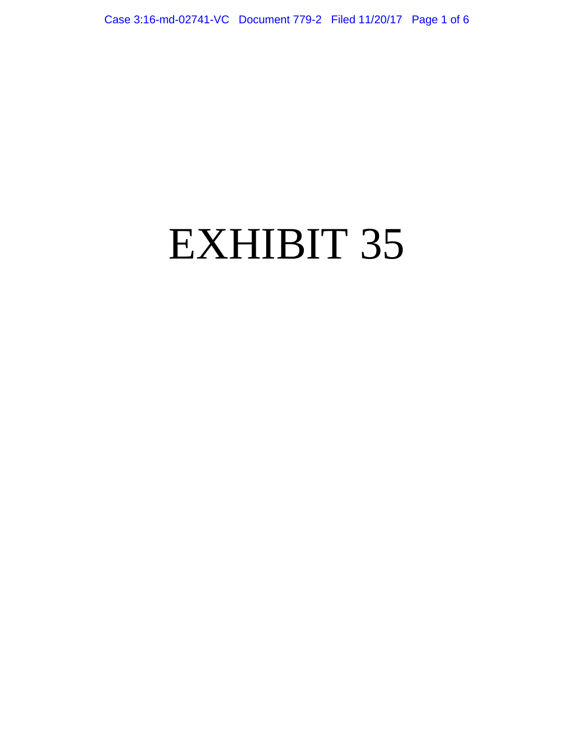# EXHIBIT 35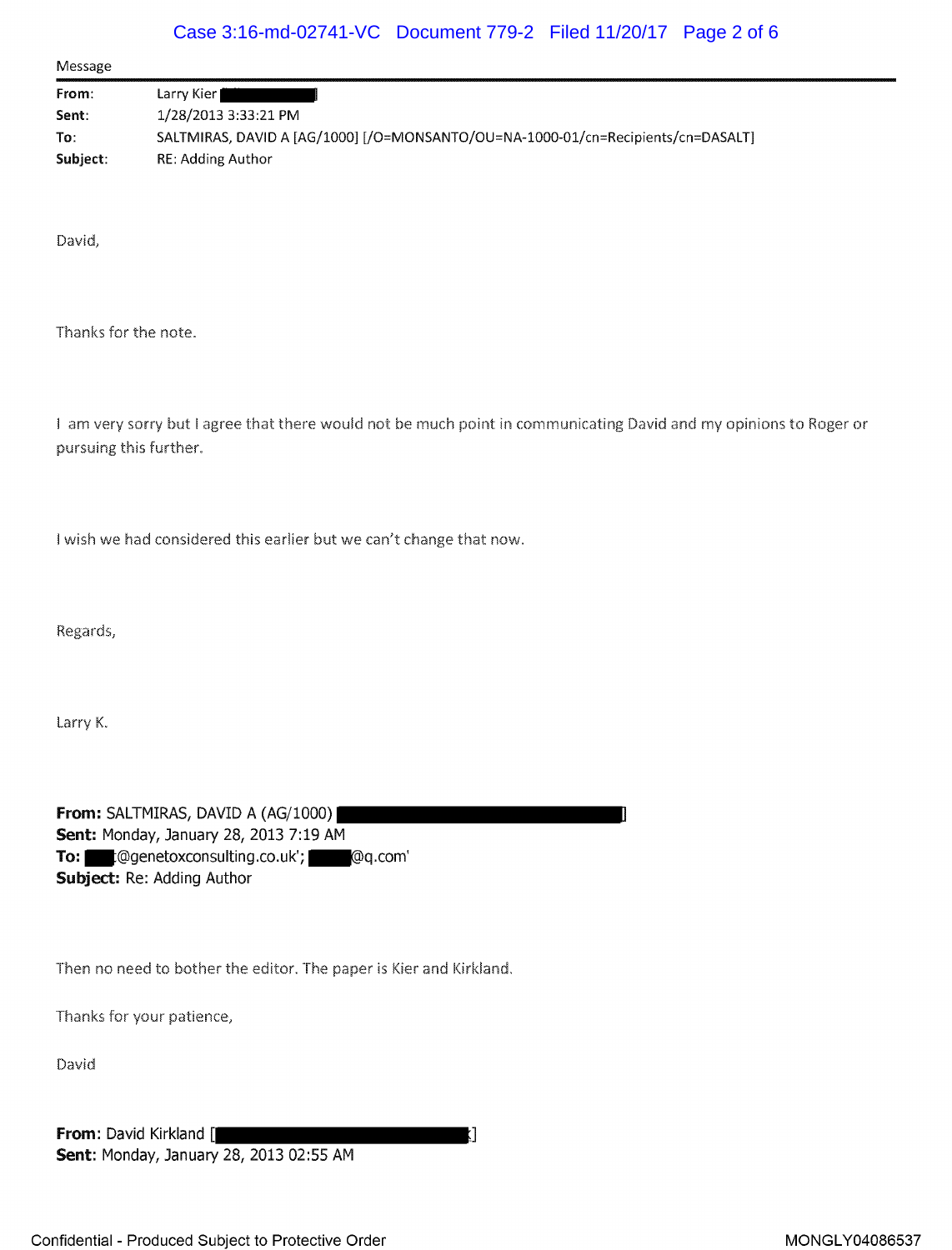Message

**From:** Larry Kier [ ]
**Sent:** 1/28/2013 3:33:21 PM
**To:** SALTMIRAS, DAVID A [AG/1000] [/O=MONSANTO/OU=NA-1000-01/cn=Recipients/cn=DASALT]
**Subject:** RE: Adding Author

David,

Thanks for the note.

I am very sorry but I agree that there would not be much point in communicating David and my opinions to Roger or pursuing this further.

I wish we had considered this earlier but we can't change that now.

Regards,

Larry K.

**From:** SALTMIRAS, DAVID A (AG/1000) [ ]
**Sent:** Monday, January 28, 2013 7:19 AM
**To:** @genetoxconsulting.co.uk'; @q.com'
**Subject:** Re: Adding Author

Then no need to bother the editor. The paper is Kier and Kirkland.

Thanks for your patience,

David

**From:** David Kirkland [ ]
**Sent:** Monday, January 28, 2013 02:55 AM

Confidential - Produced Subject to Protective Order

MONGLY04086537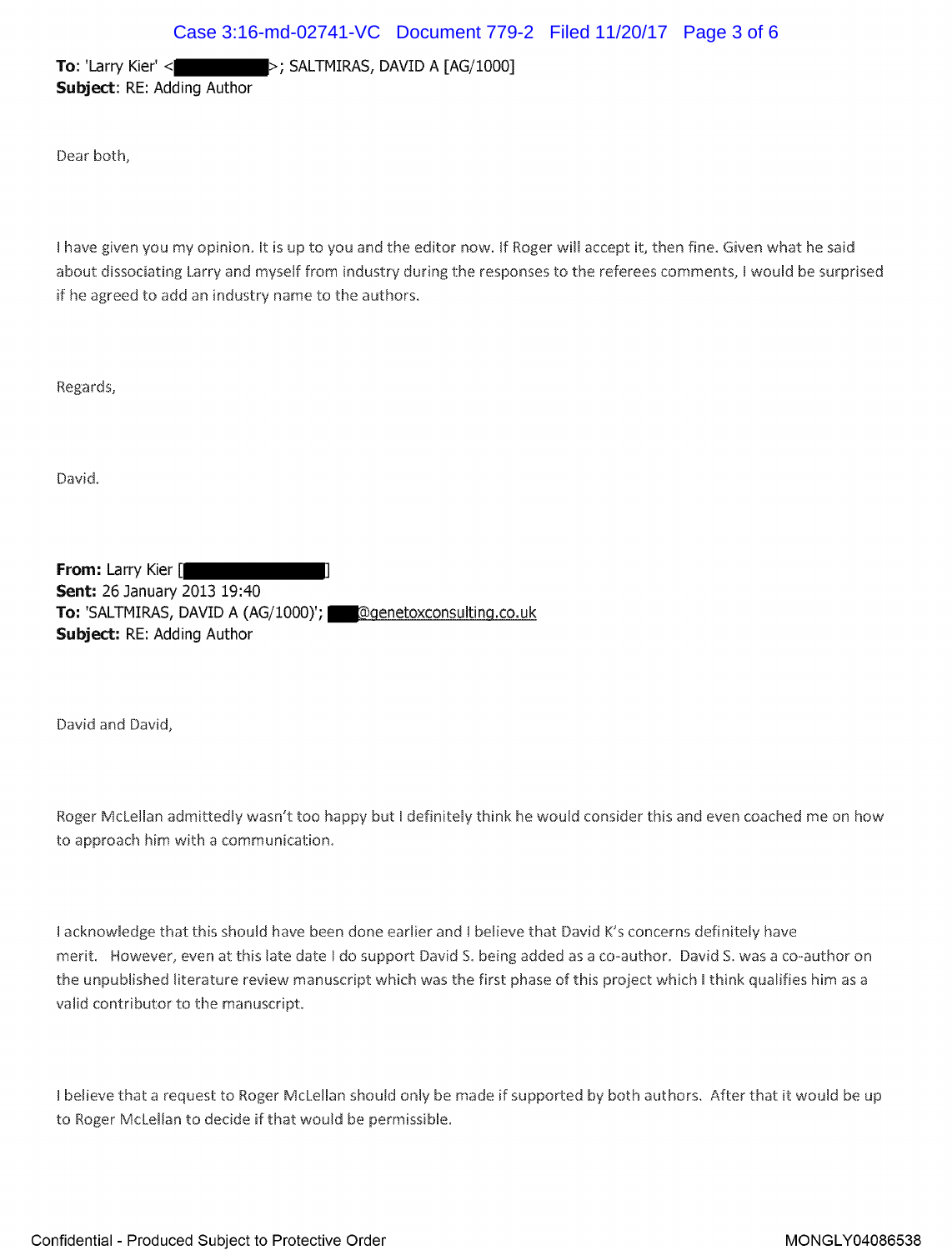**To**: 'Larry Kier' <[REDACTED]>; SALTMIRAS, DAVID A [AG/1000]
**Subject**: RE: Adding Author

Dear both,

I have given you my opinion. It is up to you and the editor now. If Roger will accept it, then fine. Given what he said about dissociating Larry and myself from industry during the responses to the referees comments, I would be surprised if he agreed to add an industry name to the authors.

Regards,

David.

**From:** Larry Kier [[REDACTED]]
**Sent:** 26 January 2013 19:40
**To:** 'SALTMIRAS, DAVID A (AG/1000)'; [REDACTED]@genetoxconsulting.co.uk
**Subject:** RE: Adding Author

David and David,

Roger McLellan admittedly wasn't too happy but I definitely think he would consider this and even coached me on how to approach him with a communication.

I acknowledge that this should have been done earlier and I believe that David K's concerns definitely have merit. However, even at this late date I do support David S. being added as a co-author. David S. was a co-author on the unpublished literature review manuscript which was the first phase of this project which I think qualifies him as a valid contributor to the manuscript.

I believe that a request to Roger McLellan should only be made if supported by both authors. After that it would be up to Roger McLellan to decide if that would be permissible.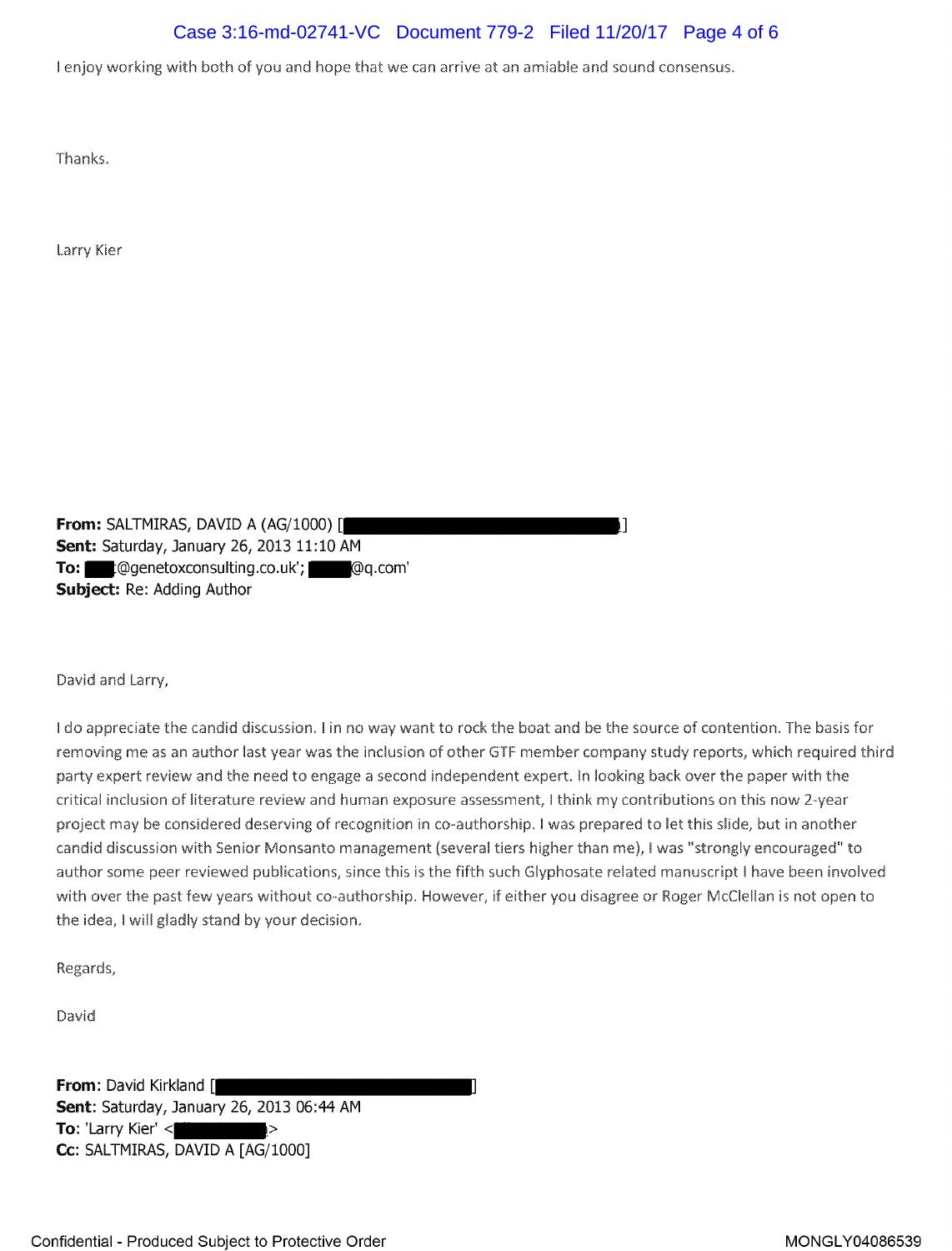I enjoy working with both of you and hope that we can arrive at an amiable and sound consensus.

Thanks.

Larry Kier

**From:** SALTMIRAS, DAVID A (AG/1000) [ ]
**Sent:** Saturday, January 26, 2013 11:10 AM
**To:** @genetoxconsulting.co.uk'; @q.com'
**Subject:** Re: Adding Author

David and Larry,

I do appreciate the candid discussion. I in no way want to rock the boat and be the source of contention. The basis for removing me as an author last year was the inclusion of other GTF member company study reports, which required third party expert review and the need to engage a second independent expert. In looking back over the paper with the critical inclusion of literature review and human exposure assessment, I think my contributions on this now 2-year project may be considered deserving of recognition in co-authorship. I was prepared to let this slide, but in another candid discussion with Senior Monsanto management (several tiers higher than me), I was "strongly encouraged" to author some peer reviewed publications, since this is the fifth such Glyphosate related manuscript I have been involved with over the past few years without co-authorship. However, if either you disagree or Roger McClellan is not open to the idea, I will gladly stand by your decision.

Regards,

David

**From**: David Kirkland [ ]
**Sent**: Saturday, January 26, 2013 06:44 AM
**To**: 'Larry Kier' < >
**Cc**: SALTMIRAS, DAVID A [AG/1000]

Confidential - Produced Subject to Protective Order

MONGLY04086539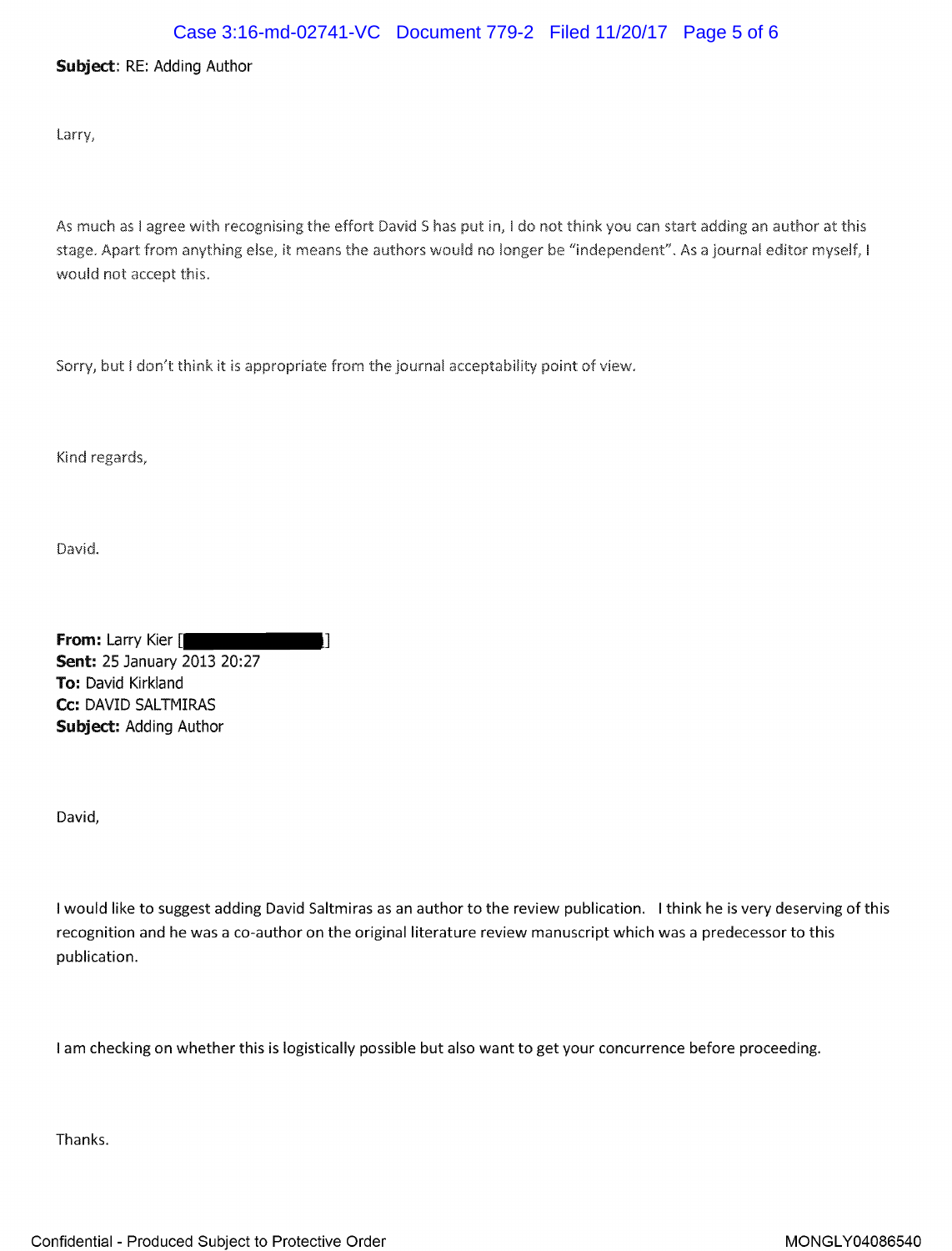**Subject**: RE: Adding Author

Larry,

As much as I agree with recognising the effort David S has put in, I do not think you can start adding an author at this stage. Apart from anything else, it means the authors would no longer be "independent". As a journal editor myself, I would not accept this.

Sorry, but I don't think it is appropriate from the journal acceptability point of view.

Kind regards,

David.

**From:** Larry Kier [REDACTED]
**Sent:** 25 January 2013 20:27
**To:** David Kirkland
**Cc:** DAVID SALTMIRAS
**Subject:** Adding Author

David,

I would like to suggest adding David Saltmiras as an author to the review publication. I think he is very deserving of this recognition and he was a co-author on the original literature review manuscript which was a predecessor to this publication.

I am checking on whether this is logistically possible but also want to get your concurrence before proceeding.

Thanks.

Confidential - Produced Subject to Protective Order

MONGLY04086540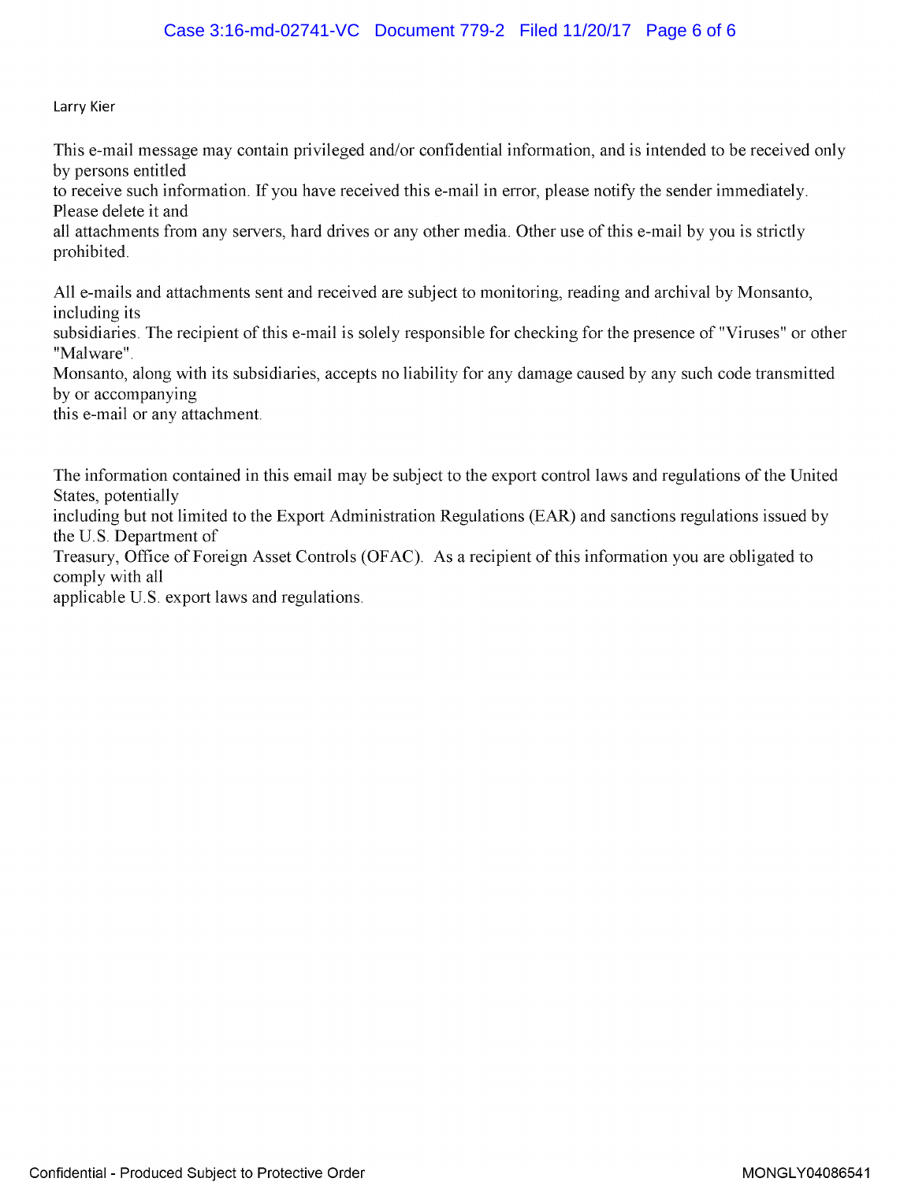Larry Kier

This e-mail message may contain privileged and/or confidential information, and is intended to be received only by persons entitled
to receive such information. If you have received this e-mail in error, please notify the sender immediately. Please delete it and
all attachments from any servers, hard drives or any other media. Other use of this e-mail by you is strictly prohibited.

All e-mails and attachments sent and received are subject to monitoring, reading and archival by Monsanto, including its
subsidiaries. The recipient of this e-mail is solely responsible for checking for the presence of "Viruses" or other "Malware".
Monsanto, along with its subsidiaries, accepts no liability for any damage caused by any such code transmitted by or accompanying
this e-mail or any attachment.

The information contained in this email may be subject to the export control laws and regulations of the United States, potentially
including but not limited to the Export Administration Regulations (EAR) and sanctions regulations issued by the U.S. Department of
Treasury, Office of Foreign Asset Controls (OFAC). As a recipient of this information you are obligated to comply with all
applicable U.S. export laws and regulations.